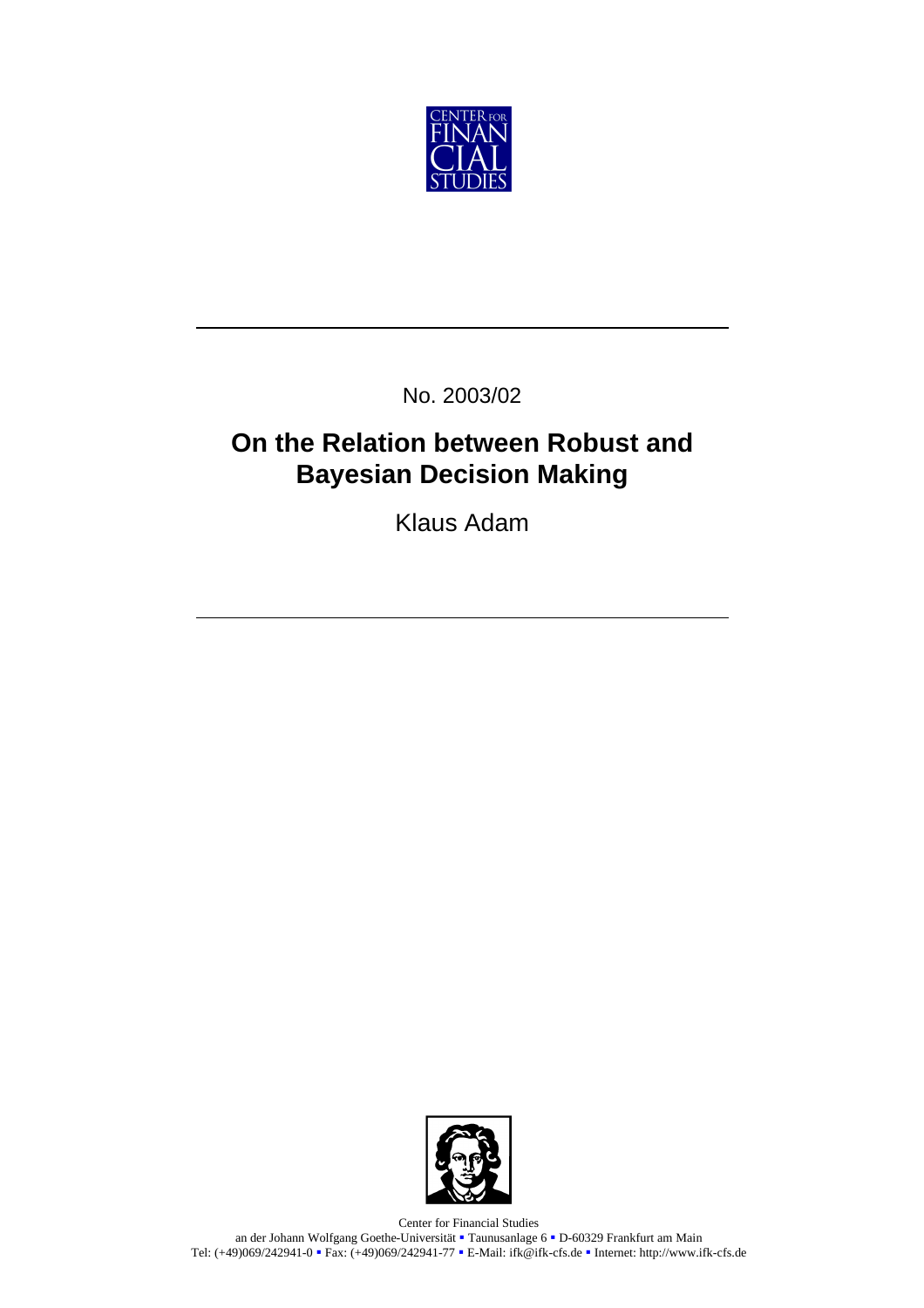CENTER FOR FINANCIAL STUDIES

No. 2003/02

# On the Relation between Robust and Bayesian Decision Making

Klaus Adam

Center for Financial Studies
an der Johann Wolfgang Goethe-Universität ▪ Taunusanlage 6 ▪ D-60329 Frankfurt am Main
Tel: (+49)069/242941-0 ▪ Fax: (+49)069/242941-77 ▪ E-Mail: ifk@ifk-cfs.de ▪ Internet: http://www.ifk-cfs.de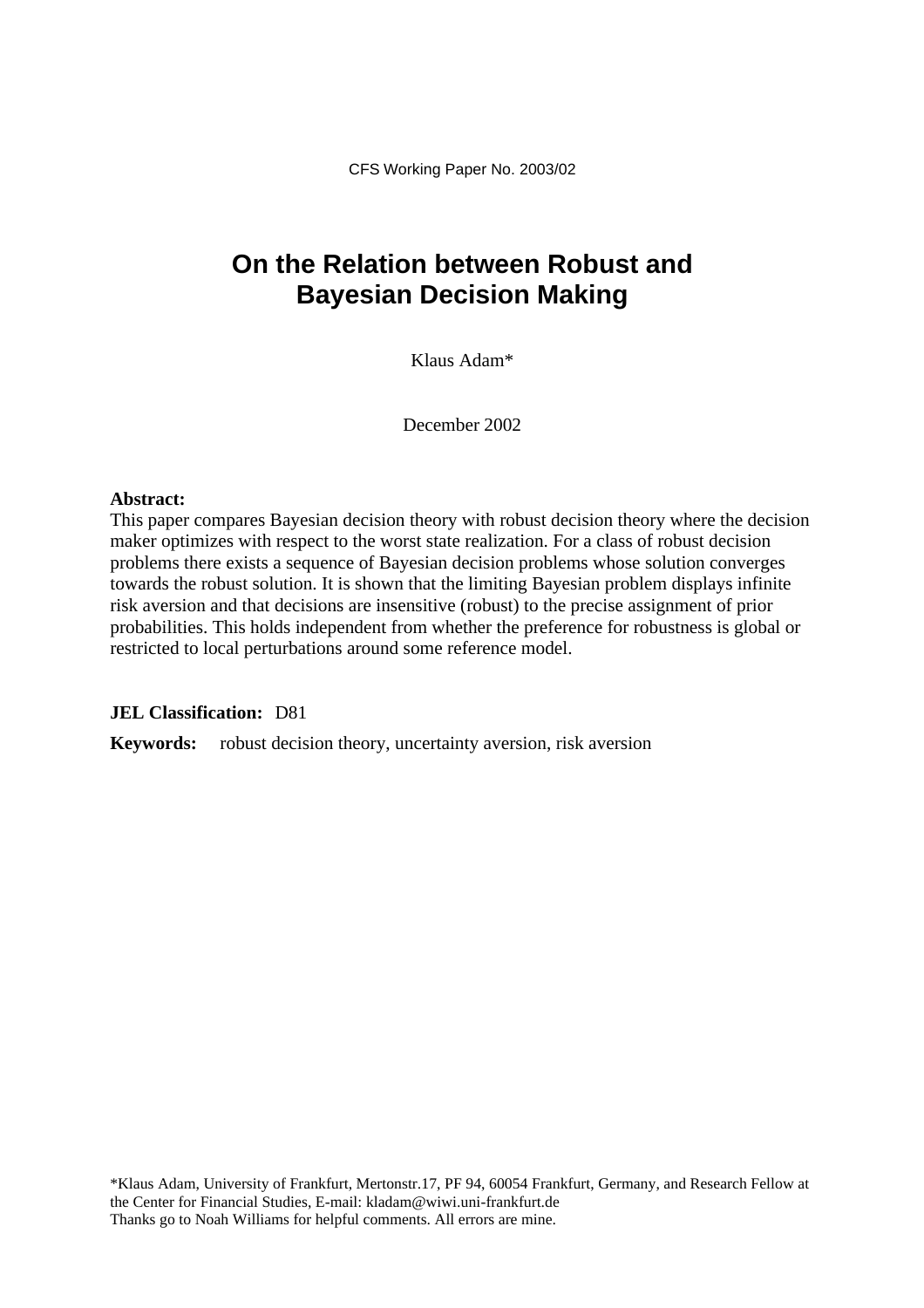CFS Working Paper No. 2003/02

# On the Relation between Robust and Bayesian Decision Making

Klaus Adam*

December 2002

**Abstract:**
This paper compares Bayesian decision theory with robust decision theory where the decision maker optimizes with respect to the worst state realization. For a class of robust decision problems there exists a sequence of Bayesian decision problems whose solution converges towards the robust solution. It is shown that the limiting Bayesian problem displays infinite risk aversion and that decisions are insensitive (robust) to the precise assignment of prior probabilities. This holds independent from whether the preference for robustness is global or restricted to local perturbations around some reference model.

**JEL Classification:** D81

**Keywords:** robust decision theory, uncertainty aversion, risk aversion

*Klaus Adam, University of Frankfurt, Mertonstr.17, PF 94, 60054 Frankfurt, Germany, and Research Fellow at the Center for Financial Studies, E-mail: kladam@wiwi.uni-frankfurt.de
Thanks go to Noah Williams for helpful comments. All errors are mine.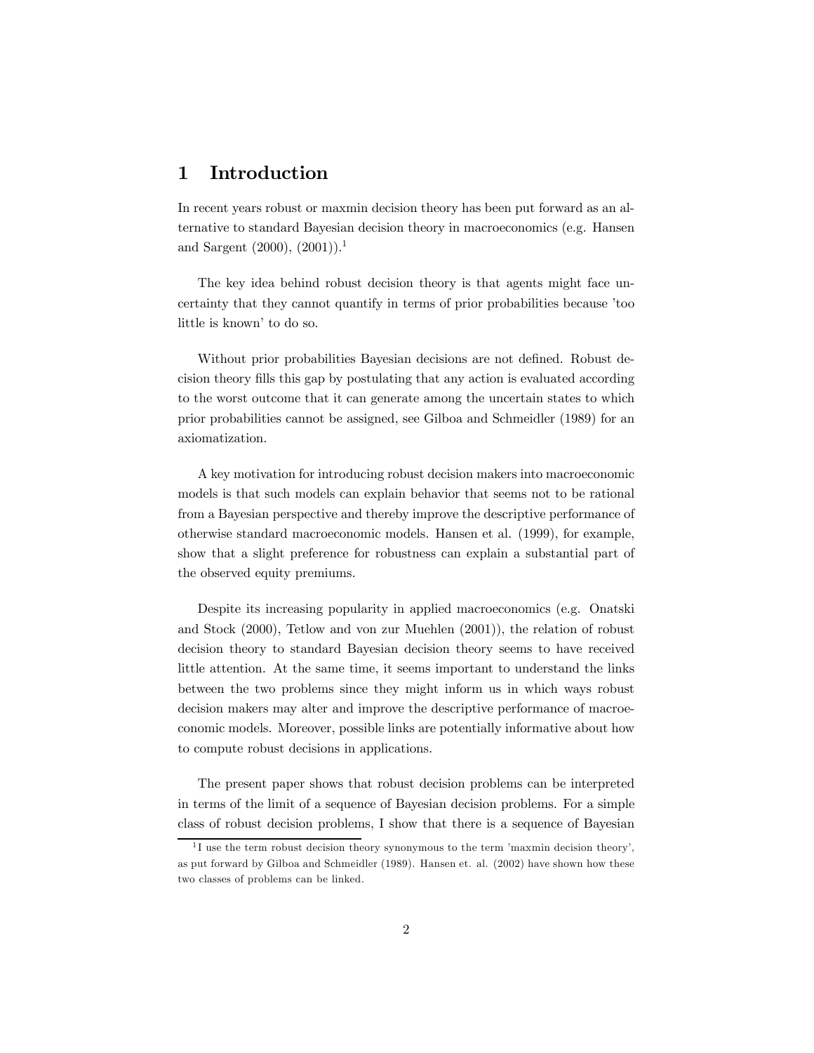# 1 Introduction

In recent years robust or maxmin decision theory has been put forward as an alternative to standard Bayesian decision theory in macroeconomics (e.g. Hansen and Sargent (2000), (2001)).[1]

The key idea behind robust decision theory is that agents might face uncertainty that they cannot quantify in terms of prior probabilities because 'too little is known' to do so.

Without prior probabilities Bayesian decisions are not defined. Robust decision theory fills this gap by postulating that any action is evaluated according to the worst outcome that it can generate among the uncertain states to which prior probabilities cannot be assigned, see Gilboa and Schmeidler (1989) for an axiomatization.

A key motivation for introducing robust decision makers into macroeconomic models is that such models can explain behavior that seems not to be rational from a Bayesian perspective and thereby improve the descriptive performance of otherwise standard macroeconomic models. Hansen et al. (1999), for example, show that a slight preference for robustness can explain a substantial part of the observed equity premiums.

Despite its increasing popularity in applied macroeconomics (e.g. Onatski and Stock (2000), Tetlow and von zur Muehlen (2001)), the relation of robust decision theory to standard Bayesian decision theory seems to have received little attention. At the same time, it seems important to understand the links between the two problems since they might inform us in which ways robust decision makers may alter and improve the descriptive performance of macroeconomic models. Moreover, possible links are potentially informative about how to compute robust decisions in applications.

The present paper shows that robust decision problems can be interpreted in terms of the limit of a sequence of Bayesian decision problems. For a simple class of robust decision problems, I show that there is a sequence of Bayesian

[1] I use the term robust decision theory synonymous to the term 'maxmin decision theory', as put forward by Gilboa and Schmeidler (1989). Hansen et. al. (2002) have shown how these two classes of problems can be linked.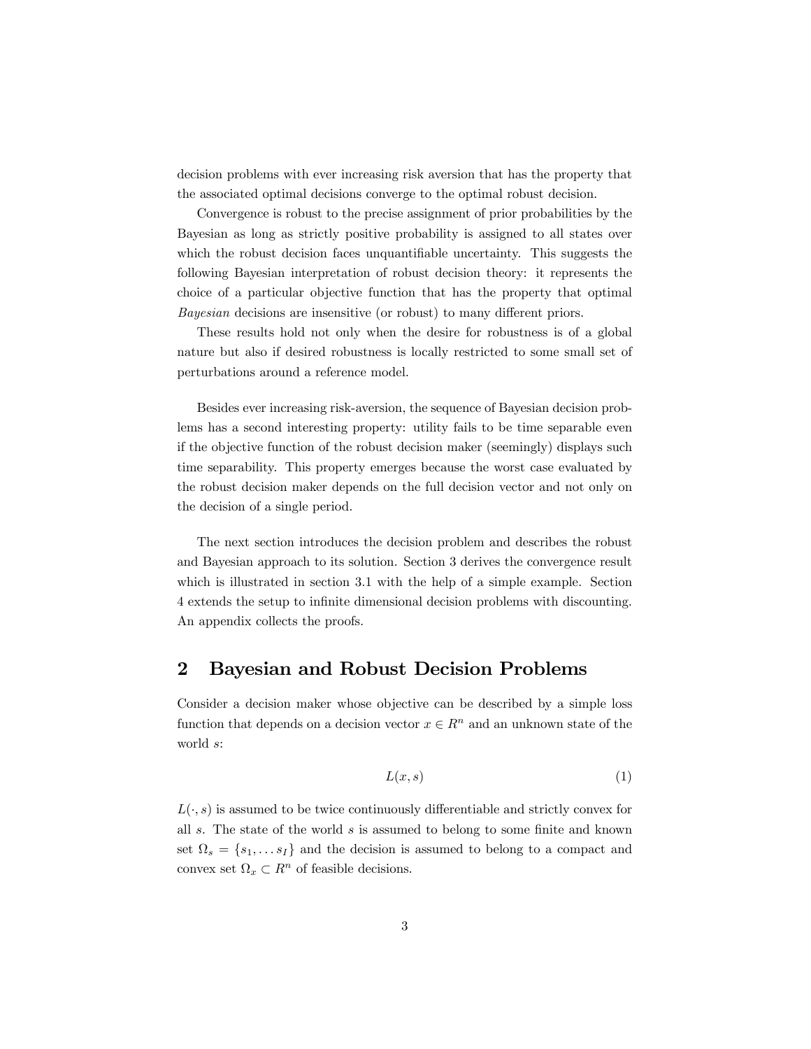decision problems with ever increasing risk aversion that has the property that the associated optimal decisions converge to the optimal robust decision.

Convergence is robust to the precise assignment of prior probabilities by the Bayesian as long as strictly positive probability is assigned to all states over which the robust decision faces unquantifiable uncertainty. This suggests the following Bayesian interpretation of robust decision theory: it represents the choice of a particular objective function that has the property that optimal *Bayesian* decisions are insensitive (or robust) to many different priors.

These results hold not only when the desire for robustness is of a global nature but also if desired robustness is locally restricted to some small set of perturbations around a reference model.

Besides ever increasing risk-aversion, the sequence of Bayesian decision problems has a second interesting property: utility fails to be time separable even if the objective function of the robust decision maker (seemingly) displays such time separability. This property emerges because the worst case evaluated by the robust decision maker depends on the full decision vector and not only on the decision of a single period.

The next section introduces the decision problem and describes the robust and Bayesian approach to its solution. Section 3 derives the convergence result which is illustrated in section 3.1 with the help of a simple example. Section 4 extends the setup to infinite dimensional decision problems with discounting. An appendix collects the proofs.

## 2 Bayesian and Robust Decision Problems

Consider a decision maker whose objective can be described by a simple loss function that depends on a decision vector $x \in R^n$ and an unknown state of the world $s$:

$$L(x, s) \tag{1}$$

$L(\cdot, s)$ is assumed to be twice continuously differentiable and strictly convex for all $s$. The state of the world $s$ is assumed to belong to some finite and known set $\Omega_s = \{s_1, \ldots s_I\}$ and the decision is assumed to belong to a compact and convex set $\Omega_x \subset R^n$ of feasible decisions.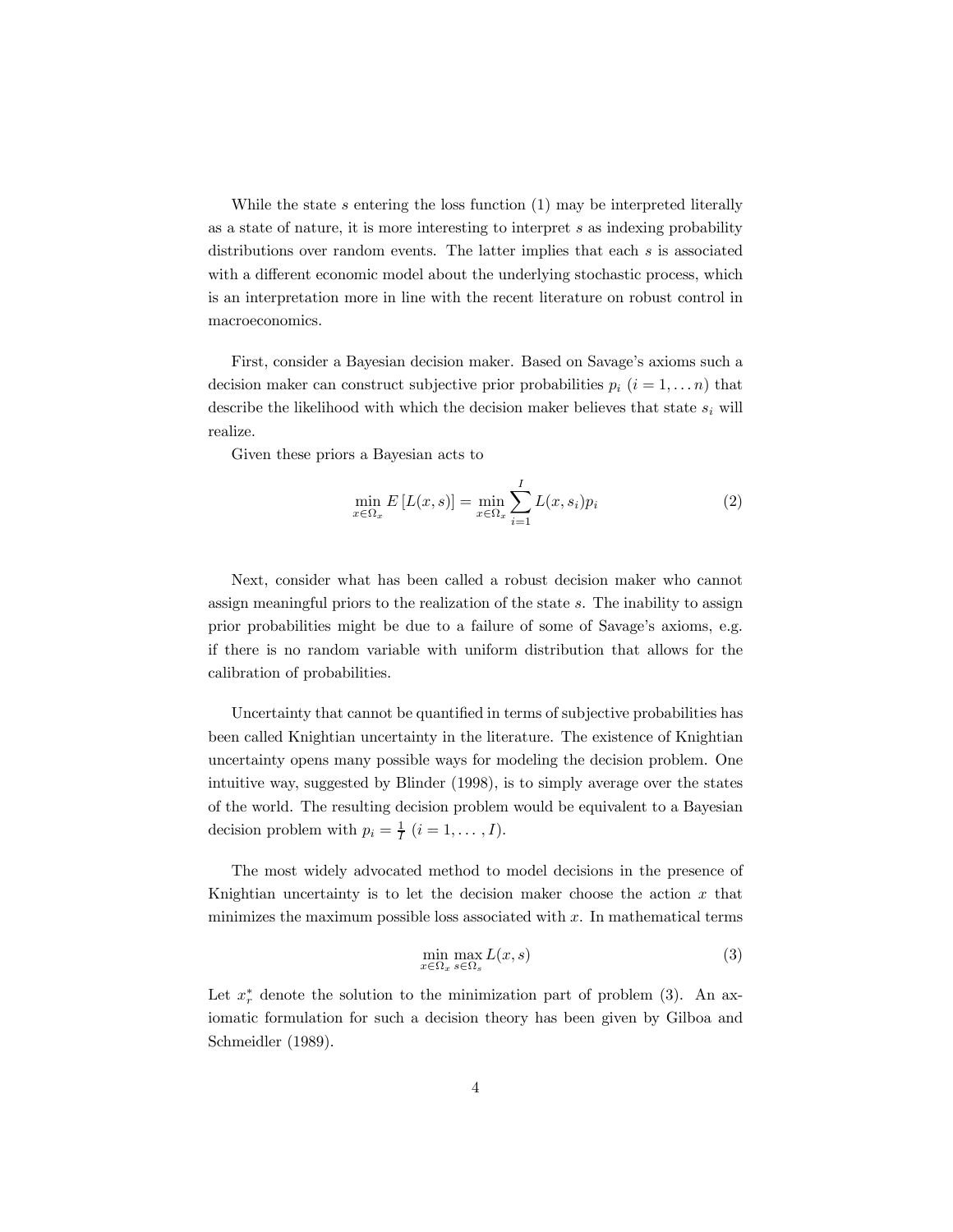While the state $s$ entering the loss function (1) may be interpreted literally as a state of nature, it is more interesting to interpret $s$ as indexing probability distributions over random events. The latter implies that each $s$ is associated with a different economic model about the underlying stochastic process, which is an interpretation more in line with the recent literature on robust control in macroeconomics.

First, consider a Bayesian decision maker. Based on Savage's axioms such a decision maker can construct subjective prior probabilities $p_i$ $(i = 1, \ldots n)$ that describe the likelihood with which the decision maker believes that state $s_i$ will realize.

Given these priors a Bayesian acts to

$$\min_{x \in \Omega_x} E\left[L(x, s)\right] = \min_{x \in \Omega_x} \sum_{i=1}^{I} L(x, s_i) p_i \tag{2}$$

Next, consider what has been called a robust decision maker who cannot assign meaningful priors to the realization of the state $s$. The inability to assign prior probabilities might be due to a failure of some of Savage's axioms, e.g. if there is no random variable with uniform distribution that allows for the calibration of probabilities.

Uncertainty that cannot be quantified in terms of subjective probabilities has been called Knightian uncertainty in the literature. The existence of Knightian uncertainty opens many possible ways for modeling the decision problem. One intuitive way, suggested by Blinder (1998), is to simply average over the states of the world. The resulting decision problem would be equivalent to a Bayesian decision problem with $p_i = \frac{1}{I}$ $(i = 1, \ldots, I)$.

The most widely advocated method to model decisions in the presence of Knightian uncertainty is to let the decision maker choose the action $x$ that minimizes the maximum possible loss associated with $x$. In mathematical terms

$$\min_{x \in \Omega_x} \max_{s \in \Omega_s} L(x, s) \tag{3}$$

Let $x_r^*$ denote the solution to the minimization part of problem (3). An axiomatic formulation for such a decision theory has been given by Gilboa and Schmeidler (1989).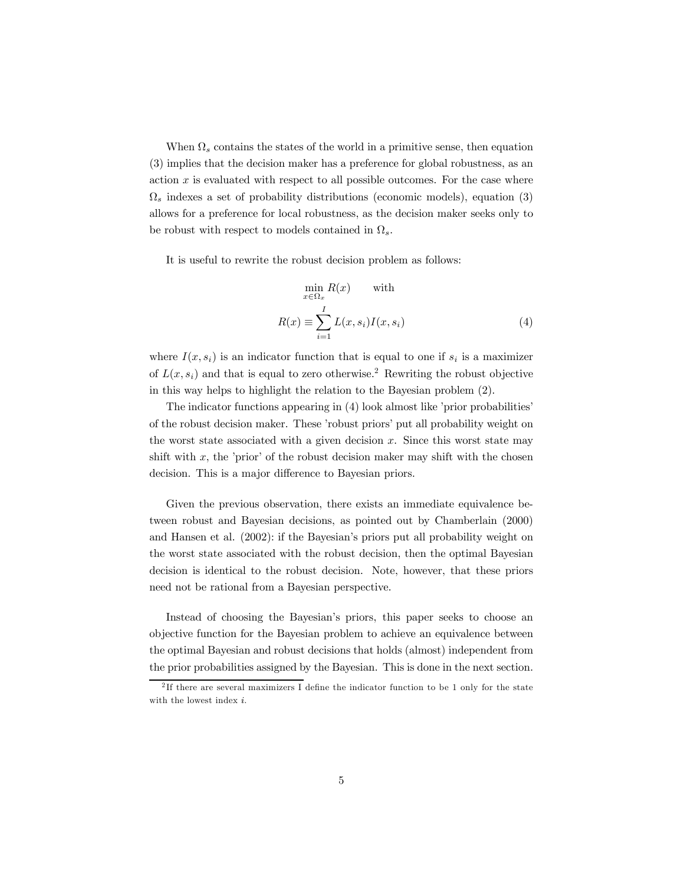When $\Omega_s$ contains the states of the world in a primitive sense, then equation (3) implies that the decision maker has a preference for global robustness, as an action $x$ is evaluated with respect to all possible outcomes. For the case where $\Omega_s$ indexes a set of probability distributions (economic models), equation (3) allows for a preference for local robustness, as the decision maker seeks only to be robust with respect to models contained in $\Omega_s$.

It is useful to rewrite the robust decision problem as follows:

$$\min_{x \in \Omega_x} R(x) \qquad \text{with}$$
$$R(x) \equiv \sum_{i=1}^{I} L(x, s_i) I(x, s_i) \tag{4}$$

where $I(x, s_i)$ is an indicator function that is equal to one if $s_i$ is a maximizer of $L(x, s_i)$ and that is equal to zero otherwise.[2] Rewriting the robust objective in this way helps to highlight the relation to the Bayesian problem (2).

The indicator functions appearing in (4) look almost like 'prior probabilities' of the robust decision maker. These 'robust priors' put all probability weight on the worst state associated with a given decision $x$. Since this worst state may shift with $x$, the 'prior' of the robust decision maker may shift with the chosen decision. This is a major difference to Bayesian priors.

Given the previous observation, there exists an immediate equivalence between robust and Bayesian decisions, as pointed out by Chamberlain (2000) and Hansen et al. (2002): if the Bayesian's priors put all probability weight on the worst state associated with the robust decision, then the optimal Bayesian decision is identical to the robust decision. Note, however, that these priors need not be rational from a Bayesian perspective.

Instead of choosing the Bayesian's priors, this paper seeks to choose an objective function for the Bayesian problem to achieve an equivalence between the optimal Bayesian and robust decisions that holds (almost) independent from the prior probabilities assigned by the Bayesian. This is done in the next section.

[2] If there are several maximizers I define the indicator function to be 1 only for the state with the lowest index $i$.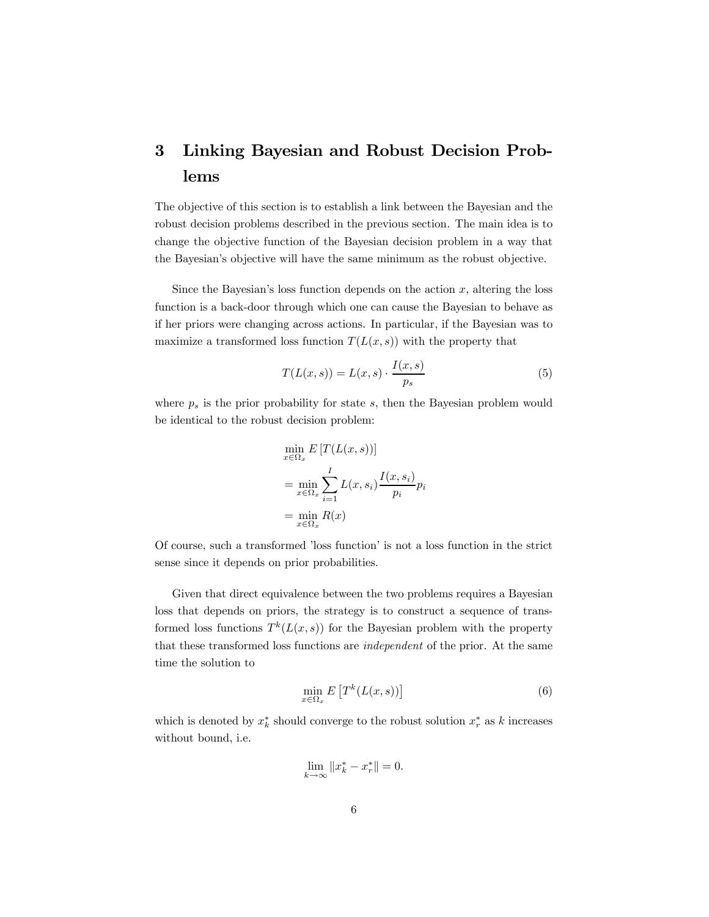# 3 Linking Bayesian and Robust Decision Problems

The objective of this section is to establish a link between the Bayesian and the robust decision problems described in the previous section. The main idea is to change the objective function of the Bayesian decision problem in a way that the Bayesian's objective will have the same minimum as the robust objective.

Since the Bayesian's loss function depends on the action $x$, altering the loss function is a back-door through which one can cause the Bayesian to behave as if her priors were changing across actions. In particular, if the Bayesian was to maximize a transformed loss function $T(L(x,s))$ with the property that

$$T(L(x,s)) = L(x,s) \cdot \frac{I(x,s)}{p_s} \tag{5}$$

where $p_s$ is the prior probability for state $s$, then the Bayesian problem would be identical to the robust decision problem:

$$\begin{aligned}
&\min_{x \in \Omega_x} E\left[T(L(x,s))\right] \\
&= \min_{x \in \Omega_x} \sum_{i=1}^{I} L(x,s_i) \frac{I(x,s_i)}{p_i} p_i \\
&= \min_{x \in \Omega_x} R(x)
\end{aligned}$$

Of course, such a transformed 'loss function' is not a loss function in the strict sense since it depends on prior probabilities.

Given that direct equivalence between the two problems requires a Bayesian loss that depends on priors, the strategy is to construct a sequence of transformed loss functions $T^k(L(x,s))$ for the Bayesian problem with the property that these transformed loss functions are *independent* of the prior. At the same time the solution to

$$\min_{x \in \Omega_x} E\left[T^k(L(x,s))\right] \tag{6}$$

which is denoted by $x_k^*$ should converge to the robust solution $x_r^*$ as $k$ increases without bound, i.e.

$$\lim_{k \to \infty} \|x_k^* - x_r^*\| = 0.$$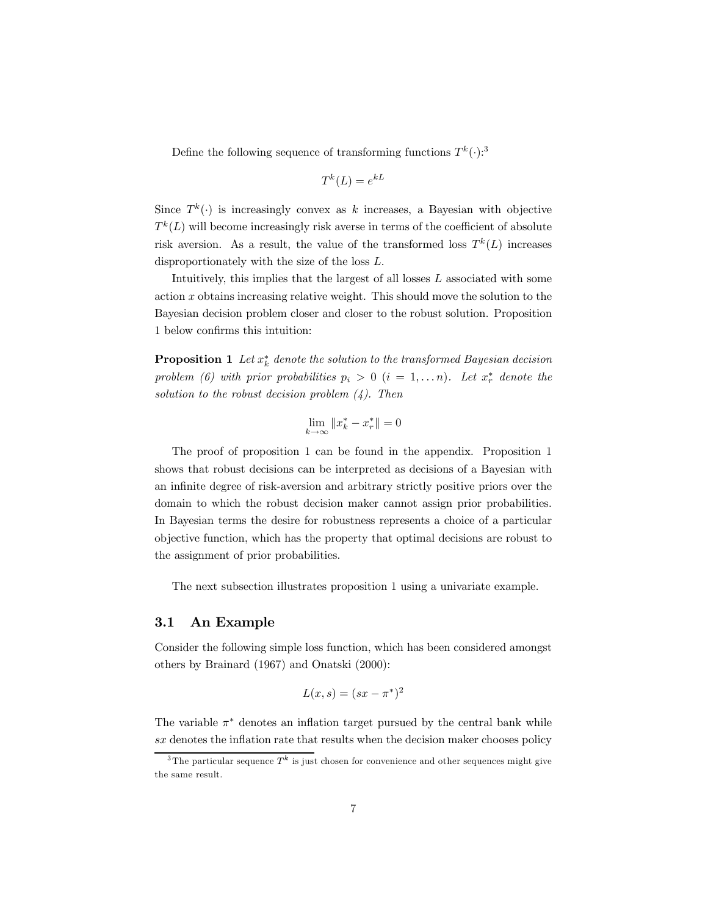Define the following sequence of transforming functions $T^k(\cdot)$:[3]

$$T^k(L) = e^{kL}$$

Since $T^k(\cdot)$ is increasingly convex as $k$ increases, a Bayesian with objective $T^k(L)$ will become increasingly risk averse in terms of the coefficient of absolute risk aversion. As a result, the value of the transformed loss $T^k(L)$ increases disproportionately with the size of the loss $L$.

Intuitively, this implies that the largest of all losses $L$ associated with some action $x$ obtains increasing relative weight. This should move the solution to the Bayesian decision problem closer and closer to the robust solution. Proposition 1 below confirms this intuition:

**Proposition 1** *Let $x_k^*$ denote the solution to the transformed Bayesian decision problem (6) with prior probabilities $p_i > 0$ $(i = 1, \ldots n)$. Let $x_r^*$ denote the solution to the robust decision problem (4). Then*

$$\lim_{k \to \infty} \|x_k^* - x_r^*\| = 0$$

The proof of proposition 1 can be found in the appendix. Proposition 1 shows that robust decisions can be interpreted as decisions of a Bayesian with an infinite degree of risk-aversion and arbitrary strictly positive priors over the domain to which the robust decision maker cannot assign prior probabilities. In Bayesian terms the desire for robustness represents a choice of a particular objective function, which has the property that optimal decisions are robust to the assignment of prior probabilities.

The next subsection illustrates proposition 1 using a univariate example.

## 3.1 An Example

Consider the following simple loss function, which has been considered amongst others by Brainard (1967) and Onatski (2000):

$$L(x, s) = (sx - \pi^*)^2$$

The variable $\pi^*$ denotes an inflation target pursued by the central bank while $sx$ denotes the inflation rate that results when the decision maker chooses policy

[3] The particular sequence $T^k$ is just chosen for convenience and other sequences might give the same result.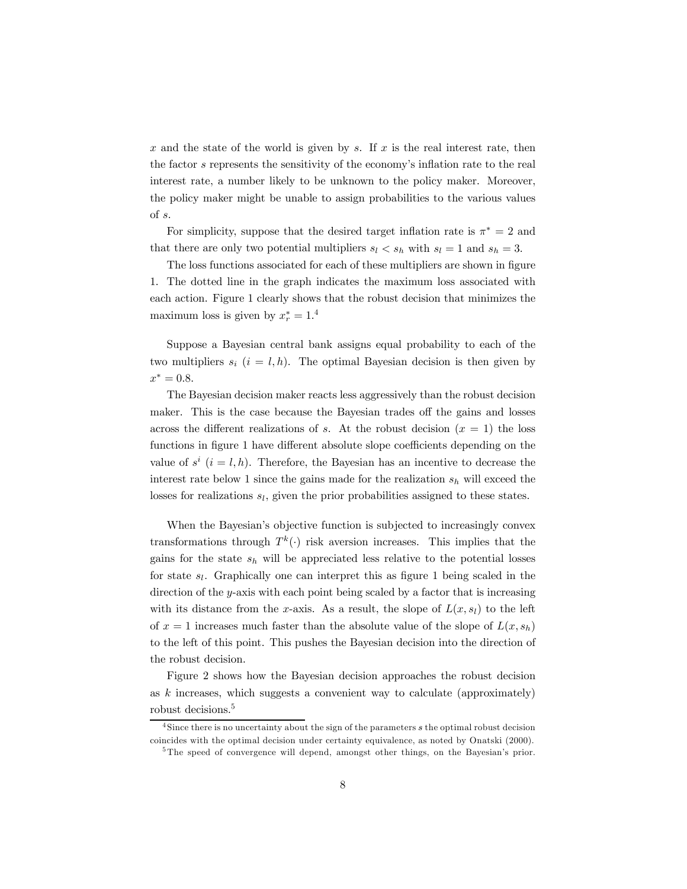$x$ and the state of the world is given by $s$. If $x$ is the real interest rate, then the factor $s$ represents the sensitivity of the economy's inflation rate to the real interest rate, a number likely to be unknown to the policy maker. Moreover, the policy maker might be unable to assign probabilities to the various values of $s$.

For simplicity, suppose that the desired target inflation rate is $\pi^* = 2$ and that there are only two potential multipliers $s_l < s_h$ with $s_l = 1$ and $s_h = 3$.

The loss functions associated for each of these multipliers are shown in figure 1. The dotted line in the graph indicates the maximum loss associated with each action. Figure 1 clearly shows that the robust decision that minimizes the maximum loss is given by $x_r^* = 1$.[4]

Suppose a Bayesian central bank assigns equal probability to each of the two multipliers $s_i$ $(i = l, h)$. The optimal Bayesian decision is then given by $x^* = 0.8$.

The Bayesian decision maker reacts less aggressively than the robust decision maker. This is the case because the Bayesian trades off the gains and losses across the different realizations of $s$. At the robust decision $(x = 1)$ the loss functions in figure 1 have different absolute slope coefficients depending on the value of $s^i$ $(i = l, h)$. Therefore, the Bayesian has an incentive to decrease the interest rate below 1 since the gains made for the realization $s_h$ will exceed the losses for realizations $s_l$, given the prior probabilities assigned to these states.

When the Bayesian's objective function is subjected to increasingly convex transformations through $T^k(\cdot)$ risk aversion increases. This implies that the gains for the state $s_h$ will be appreciated less relative to the potential losses for state $s_l$. Graphically one can interpret this as figure 1 being scaled in the direction of the $y$-axis with each point being scaled by a factor that is increasing with its distance from the $x$-axis. As a result, the slope of $L(x, s_l)$ to the left of $x = 1$ increases much faster than the absolute value of the slope of $L(x, s_h)$ to the left of this point. This pushes the Bayesian decision into the direction of the robust decision.

Figure 2 shows how the Bayesian decision approaches the robust decision as $k$ increases, which suggests a convenient way to calculate (approximately) robust decisions.[5]

---

[4] Since there is no uncertainty about the sign of the parameters $s$ the optimal robust decision coincides with the optimal decision under certainty equivalence, as noted by Onatski (2000).

[5] The speed of convergence will depend, amongst other things, on the Bayesian's prior.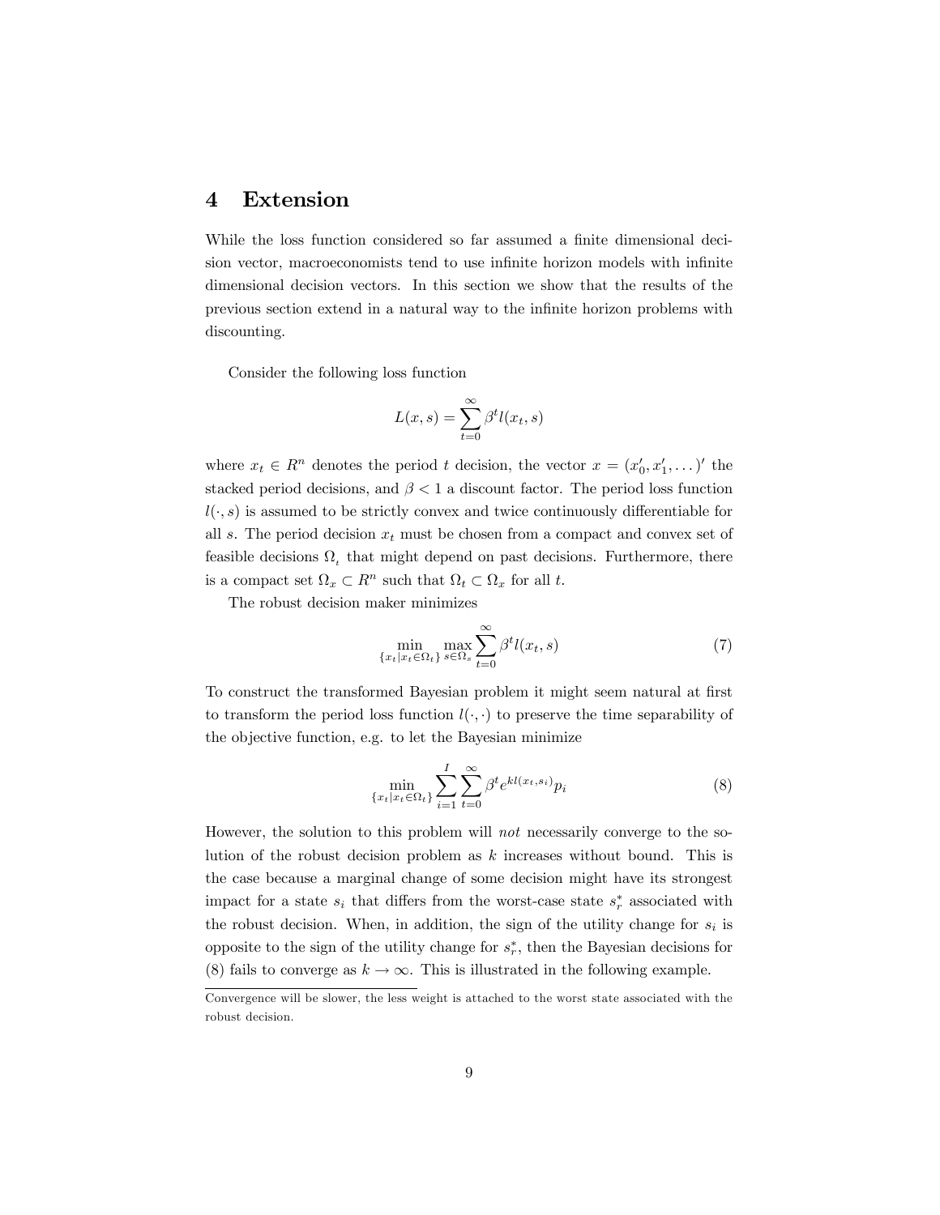# 4 Extension

While the loss function considered so far assumed a finite dimensional decision vector, macroeconomists tend to use infinite horizon models with infinite dimensional decision vectors. In this section we show that the results of the previous section extend in a natural way to the infinite horizon problems with discounting.

Consider the following loss function

$$L(x, s) = \sum_{t=0}^{\infty} \beta^t l(x_t, s)$$

where $x_t \in R^n$ denotes the period $t$ decision, the vector $x = (x_0', x_1', \dots)'$ the stacked period decisions, and $\beta < 1$ a discount factor. The period loss function $l(\cdot, s)$ is assumed to be strictly convex and twice continuously differentiable for all $s$. The period decision $x_t$ must be chosen from a compact and convex set of feasible decisions $\Omega_t$ that might depend on past decisions. Furthermore, there is a compact set $\Omega_x \subset R^n$ such that $\Omega_t \subset \Omega_x$ for all $t$.

The robust decision maker minimizes

$$\min_{\{x_t | x_t \in \Omega_t\}} \max_{s \in \Omega_s} \sum_{t=0}^{\infty} \beta^t l(x_t, s) \tag{7}$$

To construct the transformed Bayesian problem it might seem natural at first to transform the period loss function $l(\cdot, \cdot)$ to preserve the time separability of the objective function, e.g. to let the Bayesian minimize

$$\min_{\{x_t | x_t \in \Omega_t\}} \sum_{i=1}^{I} \sum_{t=0}^{\infty} \beta^t e^{kl(x_t, s_i)} p_i \tag{8}$$

However, the solution to this problem will *not* necessarily converge to the solution of the robust decision problem as $k$ increases without bound. This is the case because a marginal change of some decision might have its strongest impact for a state $s_i$ that differs from the worst-case state $s_r^*$ associated with the robust decision. When, in addition, the sign of the utility change for $s_i$ is opposite to the sign of the utility change for $s_r^*$, then the Bayesian decisions for (8) fails to converge as $k \to \infty$. This is illustrated in the following example.

---

Convergence will be slower, the less weight is attached to the worst state associated with the robust decision.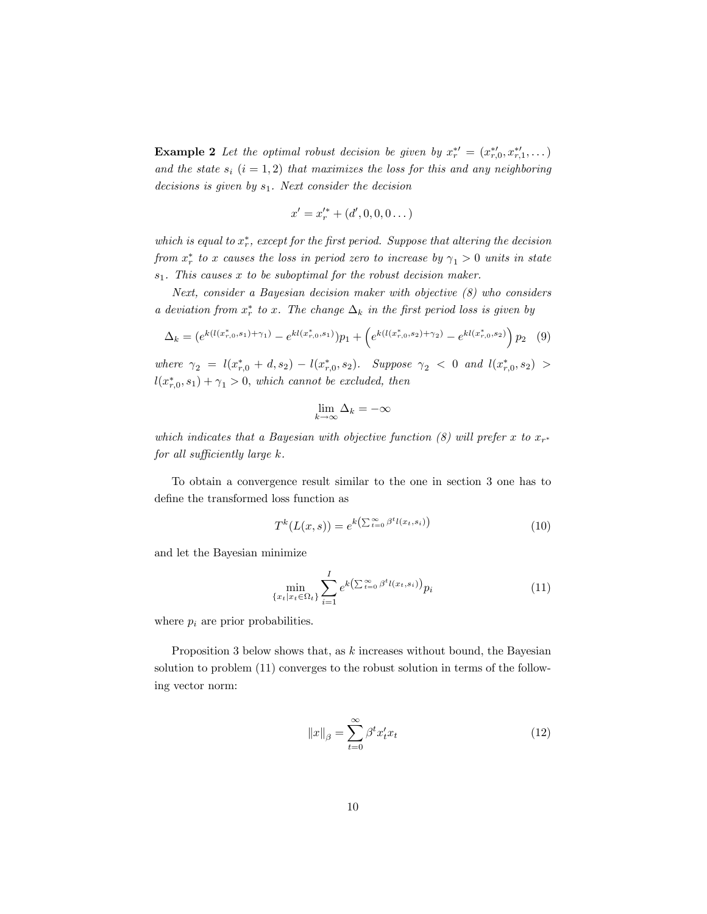**Example 2** *Let the optimal robust decision be given by $x_r^{*\prime} = (x_{r,0}^{*\prime}, x_{r,1}^{*\prime}, \dots)$ and the state $s_i$ $(i = 1, 2)$ that maximizes the loss for this and any neighboring decisions is given by $s_1$. Next consider the decision*

$$x' = x_r^{\prime *} + (d', 0, 0, 0 \dots)$$

*which is equal to $x_r^*$, except for the first period. Suppose that altering the decision from $x_r^*$ to $x$ causes the loss in period zero to increase by $\gamma_1 > 0$ units in state $s_1$. This causes $x$ to be suboptimal for the robust decision maker.*

*Next, consider a Bayesian decision maker with objective (8) who considers a deviation from $x_r^*$ to $x$. The change $\Delta_k$ in the first period loss is given by*

$$\Delta_k = (e^{k(l(x_{r,0}^*, s_1) + \gamma_1)} - e^{kl(x_{r,0}^*, s_1)})p_1 + \left(e^{k(l(x_{r,0}^*, s_2) + \gamma_2)} - e^{kl(x_{r,0}^*, s_2)}\right) p_2 \quad (9)$$

*where $\gamma_2 = l(x_{r,0}^* + d, s_2) - l(x_{r,0}^*, s_2)$. Suppose $\gamma_2 < 0$ and $l(x_{r,0}^*, s_2) > l(x_{r,0}^*, s_1) + \gamma_1 > 0$, which cannot be excluded, then*

$$\lim_{k \to \infty} \Delta_k = -\infty$$

*which indicates that a Bayesian with objective function (8) will prefer $x$ to $x_{r^*}$ for all sufficiently large $k$.*

To obtain a convergence result similar to the one in section 3 one has to define the transformed loss function as

$$T^k(L(x, s)) = e^{k\left(\sum_{t=0}^{\infty} \beta^t l(x_t, s_i)\right)} \quad (10)$$

and let the Bayesian minimize

$$\min_{\{x_t | x_t \in \Omega_t\}} \sum_{i=1}^{I} e^{k\left(\sum_{t=0}^{\infty} \beta^t l(x_t, s_i)\right)} p_i \quad (11)$$

where $p_i$ are prior probabilities.

Proposition 3 below shows that, as $k$ increases without bound, the Bayesian solution to problem (11) converges to the robust solution in terms of the following vector norm:

$$\|x\|_\beta = \sum_{t=0}^{\infty} \beta^t x_t' x_t \quad (12)$$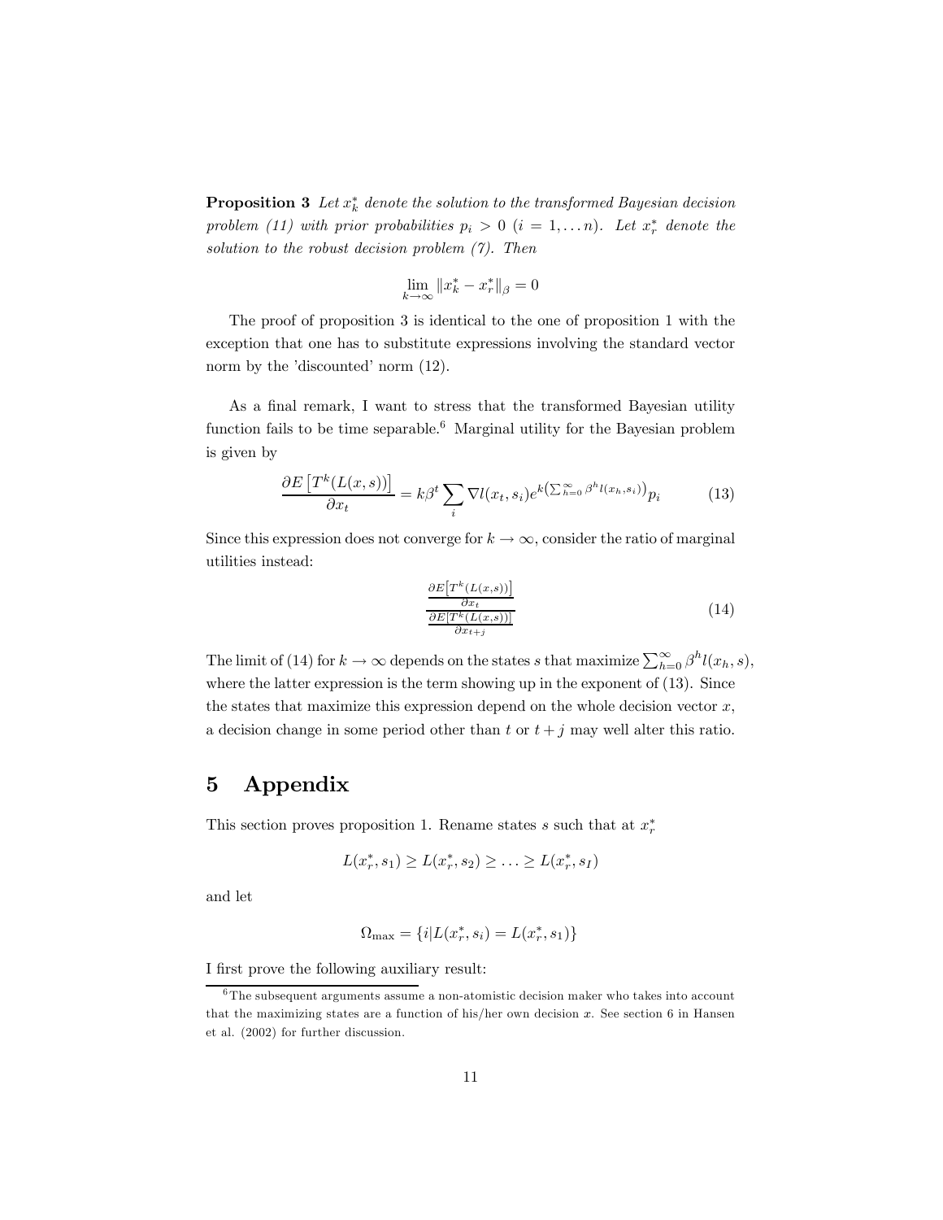**Proposition 3** *Let $x_k^*$ denote the solution to the transformed Bayesian decision problem (11) with prior probabilities $p_i > 0$ $(i = 1, \ldots n)$. Let $x_r^*$ denote the solution to the robust decision problem (7). Then*

$$\lim_{k \to \infty} \|x_k^* - x_r^*\|_\beta = 0$$

The proof of proposition 3 is identical to the one of proposition 1 with the exception that one has to substitute expressions involving the standard vector norm by the 'discounted' norm (12).

As a final remark, I want to stress that the transformed Bayesian utility function fails to be time separable.[6] Marginal utility for the Bayesian problem is given by

$$\frac{\partial E\left[T^k(L(x,s))\right]}{\partial x_t} = k\beta^t \sum_i \nabla l(x_t, s_i) e^{k\left(\sum_{h=0}^{\infty} \beta^h l(x_h, s_i)\right)} p_i \tag{13}$$

Since this expression does not converge for $k \to \infty$, consider the ratio of marginal utilities instead:

$$\frac{\frac{\partial E\left[T^k(L(x,s))\right]}{\partial x_t}}{\frac{\partial E\left[T^k(L(x,s))\right]}{\partial x_{t+j}}} \tag{14}$$

The limit of (14) for $k \to \infty$ depends on the states $s$ that maximize $\sum_{h=0}^{\infty} \beta^h l(x_h, s)$, where the latter expression is the term showing up in the exponent of (13). Since the states that maximize this expression depend on the whole decision vector $x$, a decision change in some period other than $t$ or $t + j$ may well alter this ratio.

# 5 Appendix

This section proves proposition 1. Rename states $s$ such that at $x_r^*$

$$L(x_r^*, s_1) \geq L(x_r^*, s_2) \geq \ldots \geq L(x_r^*, s_I)$$

and let

$$\Omega_{\max} = \{i | L(x_r^*, s_i) = L(x_r^*, s_1)\}$$

I first prove the following auxiliary result:

[6] The subsequent arguments assume a non-atomistic decision maker who takes into account that the maximizing states are a function of his/her own decision $x$. See section 6 in Hansen et al. (2002) for further discussion.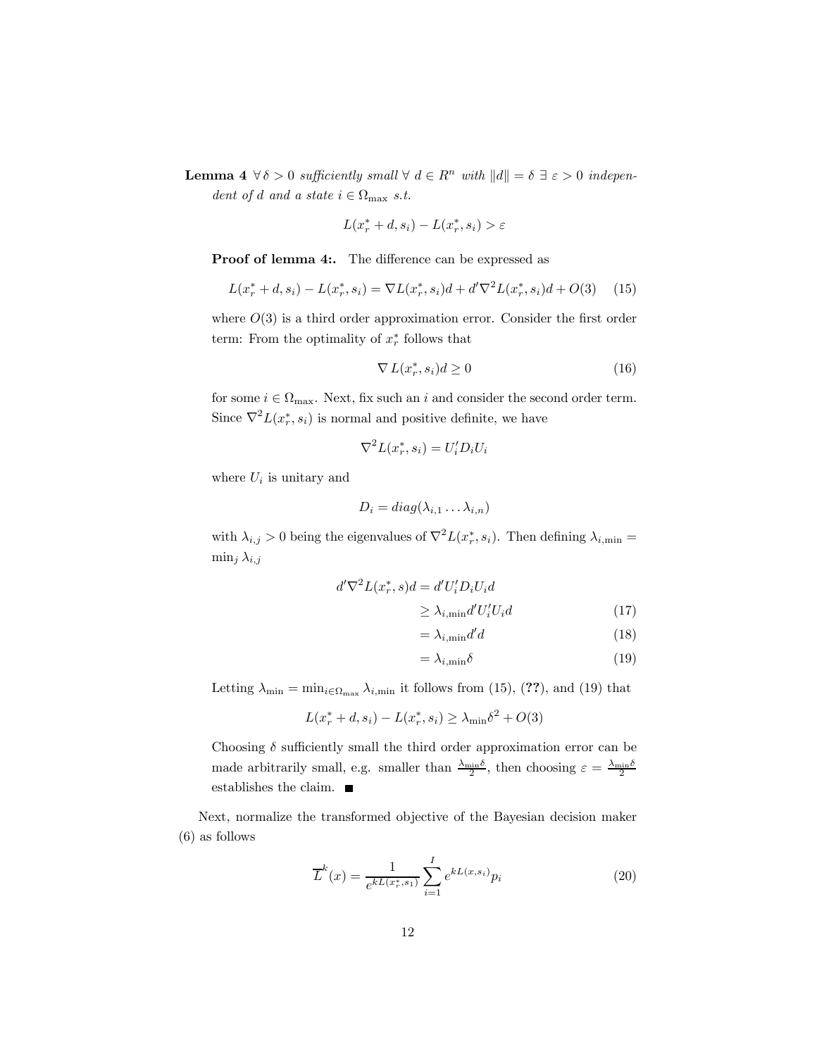**Lemma 4** *$\forall\, \delta > 0$ sufficiently small $\forall\ d \in R^n$ with $\|d\| = \delta\ \exists\ \varepsilon > 0$ independent of $d$ and a state $i \in \Omega_{\max}$ s.t.*

$$L(x_r^* + d, s_i) - L(x_r^*, s_i) > \varepsilon$$

**Proof of lemma 4:.** The difference can be expressed as

$$L(x_r^* + d, s_i) - L(x_r^*, s_i) = \nabla L(x_r^*, s_i)d + d'\nabla^2 L(x_r^*, s_i)d + O(3) \tag{15}$$

where $O(3)$ is a third order approximation error. Consider the first order term: From the optimality of $x_r^*$ follows that

$$\nabla\, L(x_r^*, s_i)d \geq 0 \tag{16}$$

for some $i \in \Omega_{\max}$. Next, fix such an $i$ and consider the second order term. Since $\nabla^2 L(x_r^*, s_i)$ is normal and positive definite, we have

$$\nabla^2 L(x_r^*, s_i) = U_i' D_i U_i$$

where $U_i$ is unitary and

$$D_i = diag(\lambda_{i,1} \ldots \lambda_{i,n})$$

with $\lambda_{i,j} > 0$ being the eigenvalues of $\nabla^2 L(x_r^*, s_i)$. Then defining $\lambda_{i,\min} = \min_j \lambda_{i,j}$

$$\begin{aligned} d'\nabla^2 L(x_r^*, s)d &= d'U_i' D_i U_i d \\ &\geq \lambda_{i,\min} d'U_i' U_i d &(17) \\ &= \lambda_{i,\min} d'd &(18) \\ &= \lambda_{i,\min} \delta &(19) \end{aligned}$$

Letting $\lambda_{\min} = \min_{i \in \Omega_{\max}} \lambda_{i,\min}$ it follows from (15), (**??**), and (19) that

$$L(x_r^* + d, s_i) - L(x_r^*, s_i) \geq \lambda_{\min} \delta^2 + O(3)$$

Choosing $\delta$ sufficiently small the third order approximation error can be made arbitrarily small, e.g. smaller than $\frac{\lambda_{\min}\delta}{2}$, then choosing $\varepsilon = \frac{\lambda_{\min}\delta}{2}$ establishes the claim. ■

Next, normalize the transformed objective of the Bayesian decision maker (6) as follows

$$\overline{L}^k(x) = \frac{1}{e^{kL(x_r^*, s_1)}} \sum_{i=1}^{I} e^{kL(x, s_i)} p_i \tag{20}$$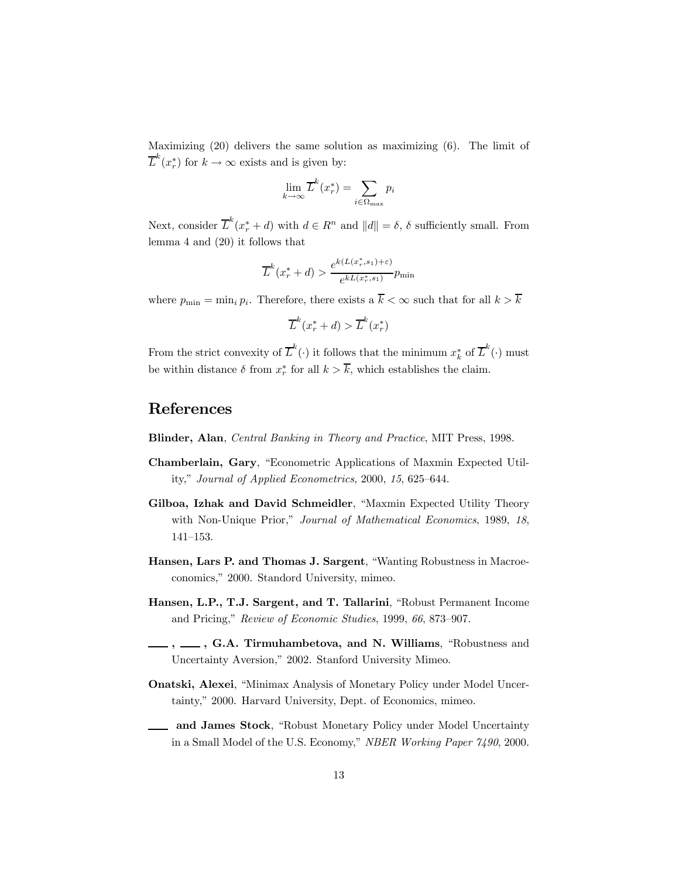Maximizing (20) delivers the same solution as maximizing (6). The limit of $\overline{L}^k(x_r^*)$ for $k \to \infty$ exists and is given by:

$$\lim_{k\to\infty} \overline{L}^k(x_r^*) = \sum_{i\in\Omega_{\max}} p_i$$

Next, consider $\overline{L}^k(x_r^* + d)$ with $d \in R^n$ and $\|d\| = \delta$, $\delta$ sufficiently small. From lemma 4 and (20) it follows that

$$\overline{L}^k(x_r^* + d) > \frac{e^{k(L(x_r^*,s_1)+\varepsilon)}}{e^{kL(x_r^*,s_1)}} p_{\min}$$

where $p_{\min} = \min_i p_i$. Therefore, there exists a $\overline{k} < \infty$ such that for all $k > \overline{k}$

$$\overline{L}^k(x_r^* + d) > \overline{L}^k(x_r^*)$$

From the strict convexity of $\overline{L}^k(\cdot)$ it follows that the minimum $x_k^*$ of $\overline{L}^k(\cdot)$ must be within distance $\delta$ from $x_r^*$ for all $k > \overline{k}$, which establishes the claim.

# References

**Blinder, Alan**, *Central Banking in Theory and Practice*, MIT Press, 1998.

**Chamberlain, Gary**, "Econometric Applications of Maxmin Expected Utility," *Journal of Applied Econometrics*, 2000, *15*, 625–644.

**Gilboa, Izhak and David Schmeidler**, "Maxmin Expected Utility Theory with Non-Unique Prior," *Journal of Mathematical Economics*, 1989, *18*, 141–153.

**Hansen, Lars P. and Thomas J. Sargent**, "Wanting Robustness in Macroeconomics," 2000. Standord University, mimeo.

**Hansen, L.P., T.J. Sargent, and T. Tallarini**, "Robust Permanent Income and Pricing," *Review of Economic Studies*, 1999, *66*, 873–907.

**\_\_\_ , \_\_\_ , G.A. Tirmuhambetova, and N. Williams**, "Robustness and Uncertainty Aversion," 2002. Stanford University Mimeo.

**Onatski, Alexei**, "Minimax Analysis of Monetary Policy under Model Uncertainty," 2000. Harvard University, Dept. of Economics, mimeo.

**\_\_\_ and James Stock**, "Robust Monetary Policy under Model Uncertainty in a Small Model of the U.S. Economy," *NBER Working Paper 7490*, 2000.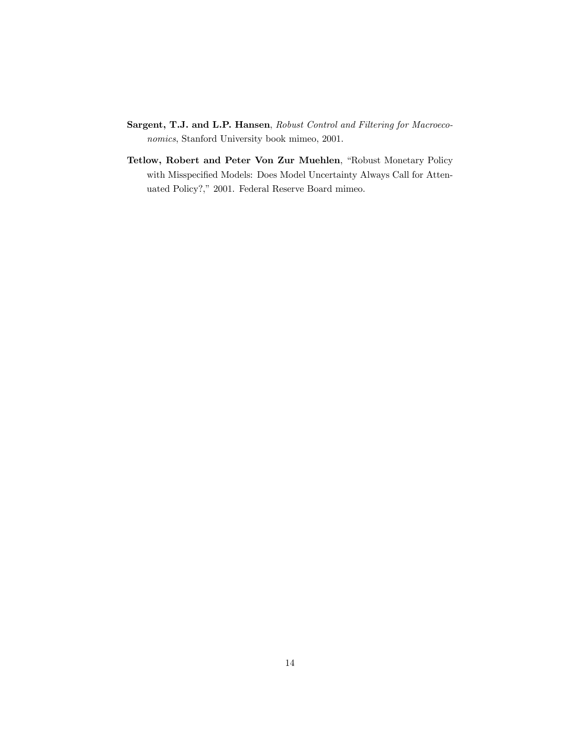**Sargent, T.J. and L.P. Hansen**, *Robust Control and Filtering for Macroeconomics*, Stanford University book mimeo, 2001.

**Tetlow, Robert and Peter Von Zur Muehlen**, "Robust Monetary Policy with Misspecified Models: Does Model Uncertainty Always Call for Attenuated Policy?," 2001. Federal Reserve Board mimeo.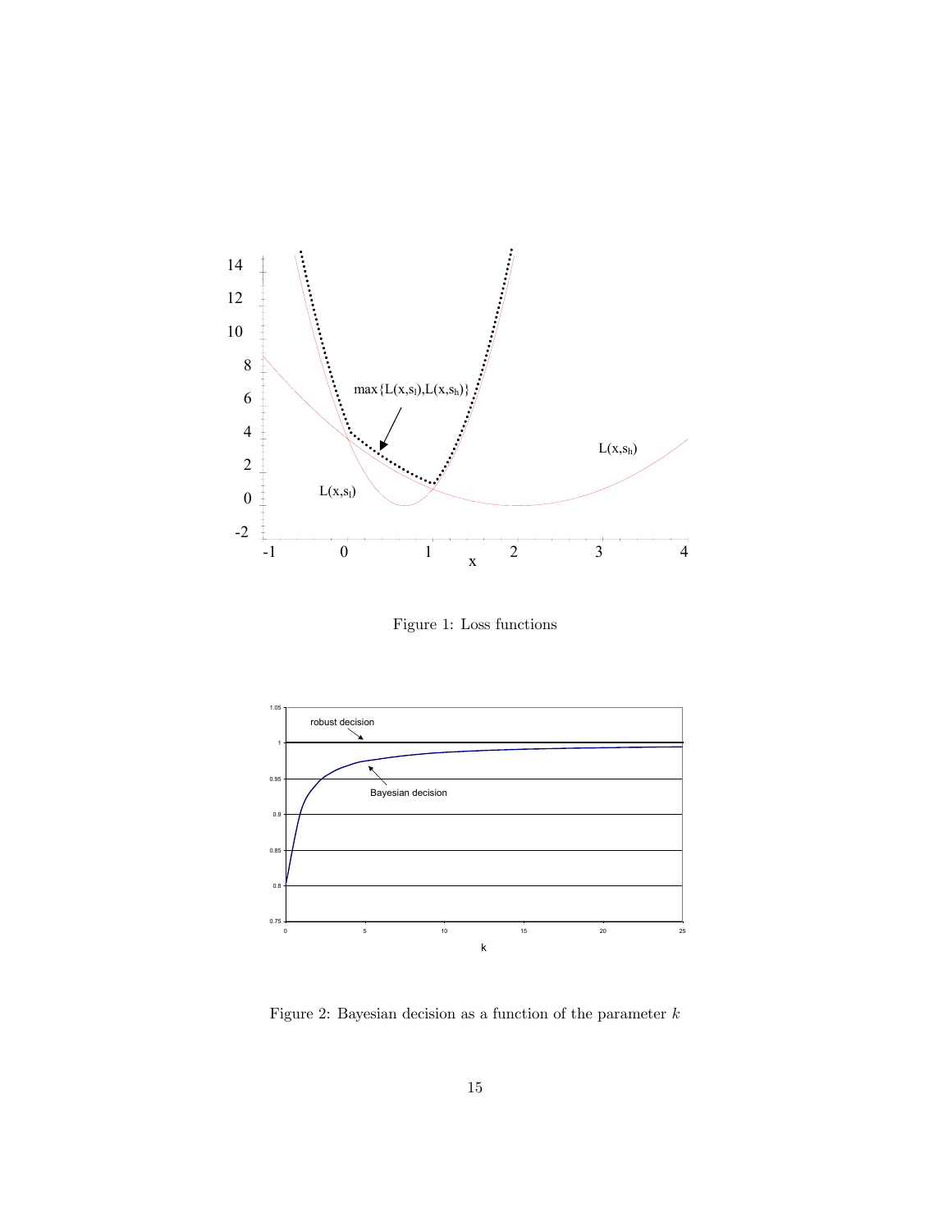Figure 1: Loss functions

Figure 2: Bayesian decision as a function of the parameter $k$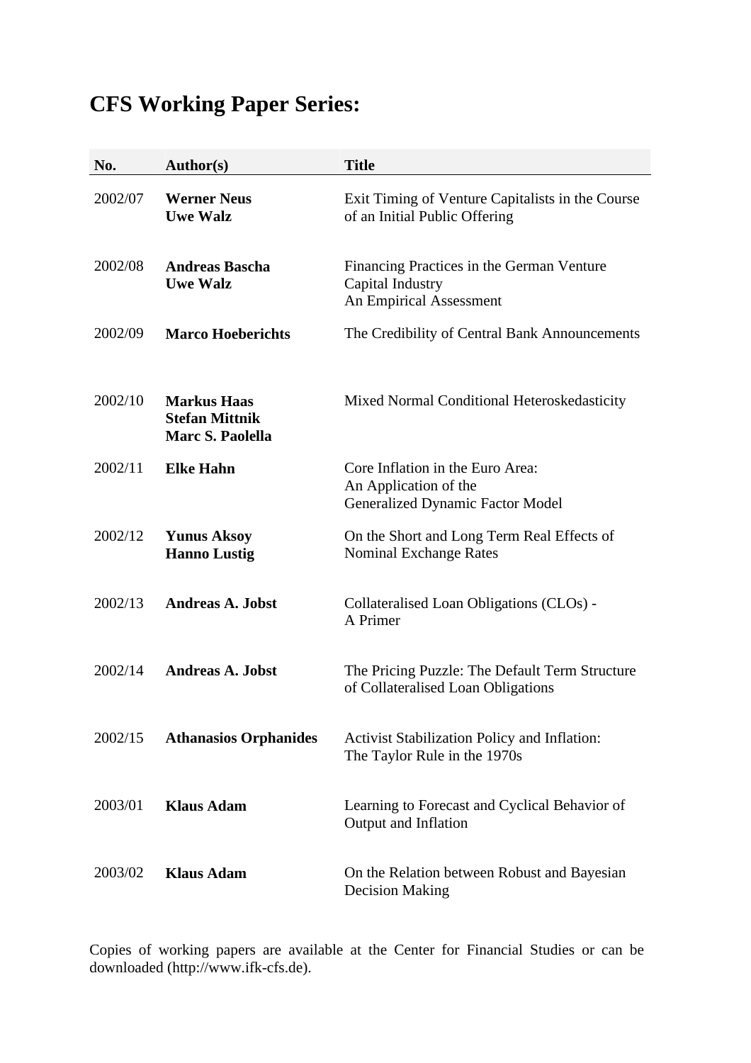# CFS Working Paper Series:

| No. | Author(s) | Title |
|---|---|---|
| 2002/07 | **Werner Neus**<br>**Uwe Walz** | Exit Timing of Venture Capitalists in the Course of an Initial Public Offering |
| 2002/08 | **Andreas Bascha**<br>**Uwe Walz** | Financing Practices in the German Venture Capital Industry<br>An Empirical Assessment |
| 2002/09 | **Marco Hoeberichts** | The Credibility of Central Bank Announcements |
| 2002/10 | **Markus Haas**<br>**Stefan Mittnik**<br>**Marc S. Paolella** | Mixed Normal Conditional Heteroskedasticity |
| 2002/11 | **Elke Hahn** | Core Inflation in the Euro Area:<br>An Application of the<br>Generalized Dynamic Factor Model |
| 2002/12 | **Yunus Aksoy**<br>**Hanno Lustig** | On the Short and Long Term Real Effects of Nominal Exchange Rates |
| 2002/13 | **Andreas A. Jobst** | Collateralised Loan Obligations (CLOs) -<br>A Primer |
| 2002/14 | **Andreas A. Jobst** | The Pricing Puzzle: The Default Term Structure of Collateralised Loan Obligations |
| 2002/15 | **Athanasios Orphanides** | Activist Stabilization Policy and Inflation:<br>The Taylor Rule in the 1970s |
| 2003/01 | **Klaus Adam** | Learning to Forecast and Cyclical Behavior of Output and Inflation |
| 2003/02 | **Klaus Adam** | On the Relation between Robust and Bayesian Decision Making |

Copies of working papers are available at the Center for Financial Studies or can be downloaded (http://www.ifk-cfs.de).